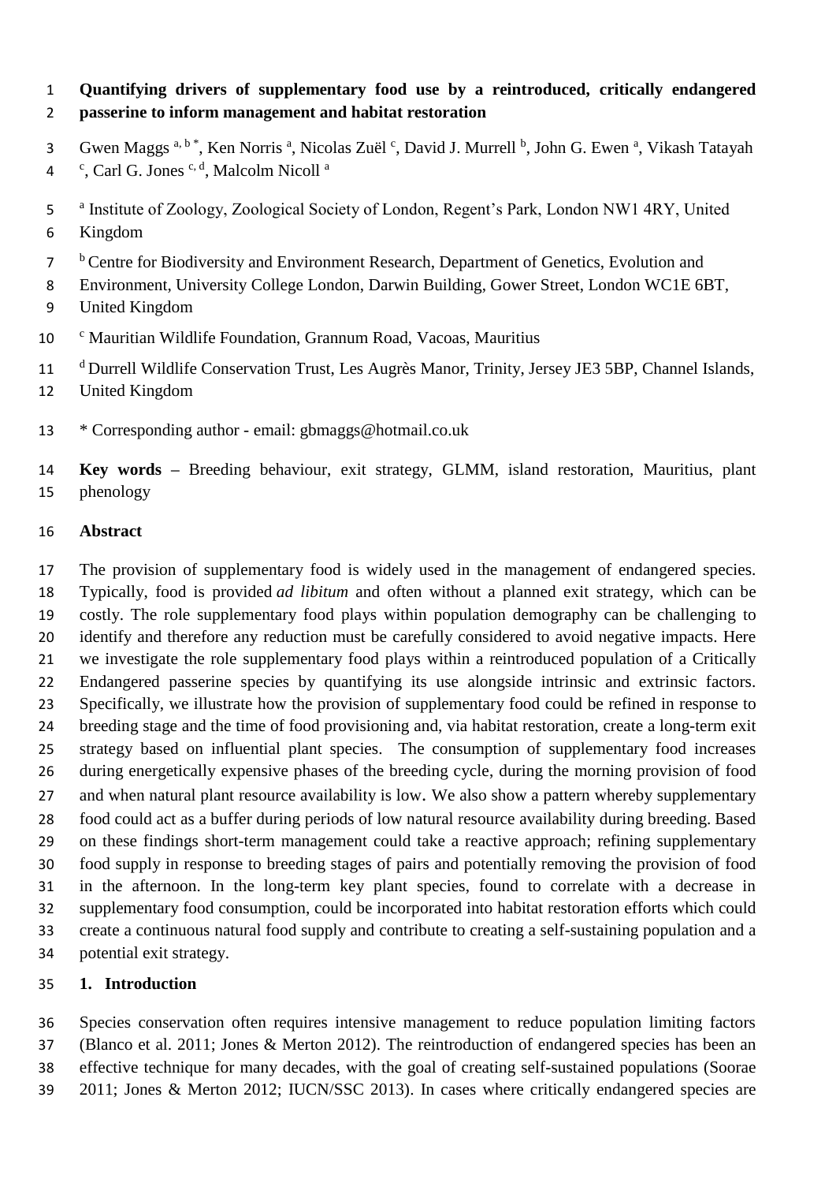# Quantifying drivers of supplementary food use by a reintroduced, critically endangered passerine to inform management and habitat restoration

Gwen Maggs [a, b *], Ken Norris [a], Nicolas Zuël [c], David J. Murrell [b], John G. Ewen [a], Vikash Tatayah [c], Carl G. Jones [c, d], Malcolm Nicoll [a]

[a] Institute of Zoology, Zoological Society of London, Regent's Park, London NW1 4RY, United Kingdom

[b] Centre for Biodiversity and Environment Research, Department of Genetics, Evolution and Environment, University College London, Darwin Building, Gower Street, London WC1E 6BT, United Kingdom

[c] Mauritian Wildlife Foundation, Grannum Road, Vacoas, Mauritius

[d] Durrell Wildlife Conservation Trust, Les Augrès Manor, Trinity, Jersey JE3 5BP, Channel Islands, United Kingdom

\* Corresponding author - email: gbmaggs@hotmail.co.uk

**Key words** – Breeding behaviour, exit strategy, GLMM, island restoration, Mauritius, plant phenology

## Abstract

The provision of supplementary food is widely used in the management of endangered species. Typically, food is provided *ad libitum* and often without a planned exit strategy, which can be costly. The role supplementary food plays within population demography can be challenging to identify and therefore any reduction must be carefully considered to avoid negative impacts. Here we investigate the role supplementary food plays within a reintroduced population of a Critically Endangered passerine species by quantifying its use alongside intrinsic and extrinsic factors. Specifically, we illustrate how the provision of supplementary food could be refined in response to breeding stage and the time of food provisioning and, via habitat restoration, create a long-term exit strategy based on influential plant species. The consumption of supplementary food increases during energetically expensive phases of the breeding cycle, during the morning provision of food and when natural plant resource availability is low. We also show a pattern whereby supplementary food could act as a buffer during periods of low natural resource availability during breeding. Based on these findings short-term management could take a reactive approach; refining supplementary food supply in response to breeding stages of pairs and potentially removing the provision of food in the afternoon. In the long-term key plant species, found to correlate with a decrease in supplementary food consumption, could be incorporated into habitat restoration efforts which could create a continuous natural food supply and contribute to creating a self-sustaining population and a potential exit strategy.

## 1. Introduction

Species conservation often requires intensive management to reduce population limiting factors (Blanco et al. 2011; Jones & Merton 2012). The reintroduction of endangered species has been an effective technique for many decades, with the goal of creating self-sustained populations (Soorae 2011; Jones & Merton 2012; IUCN/SSC 2013). In cases where critically endangered species are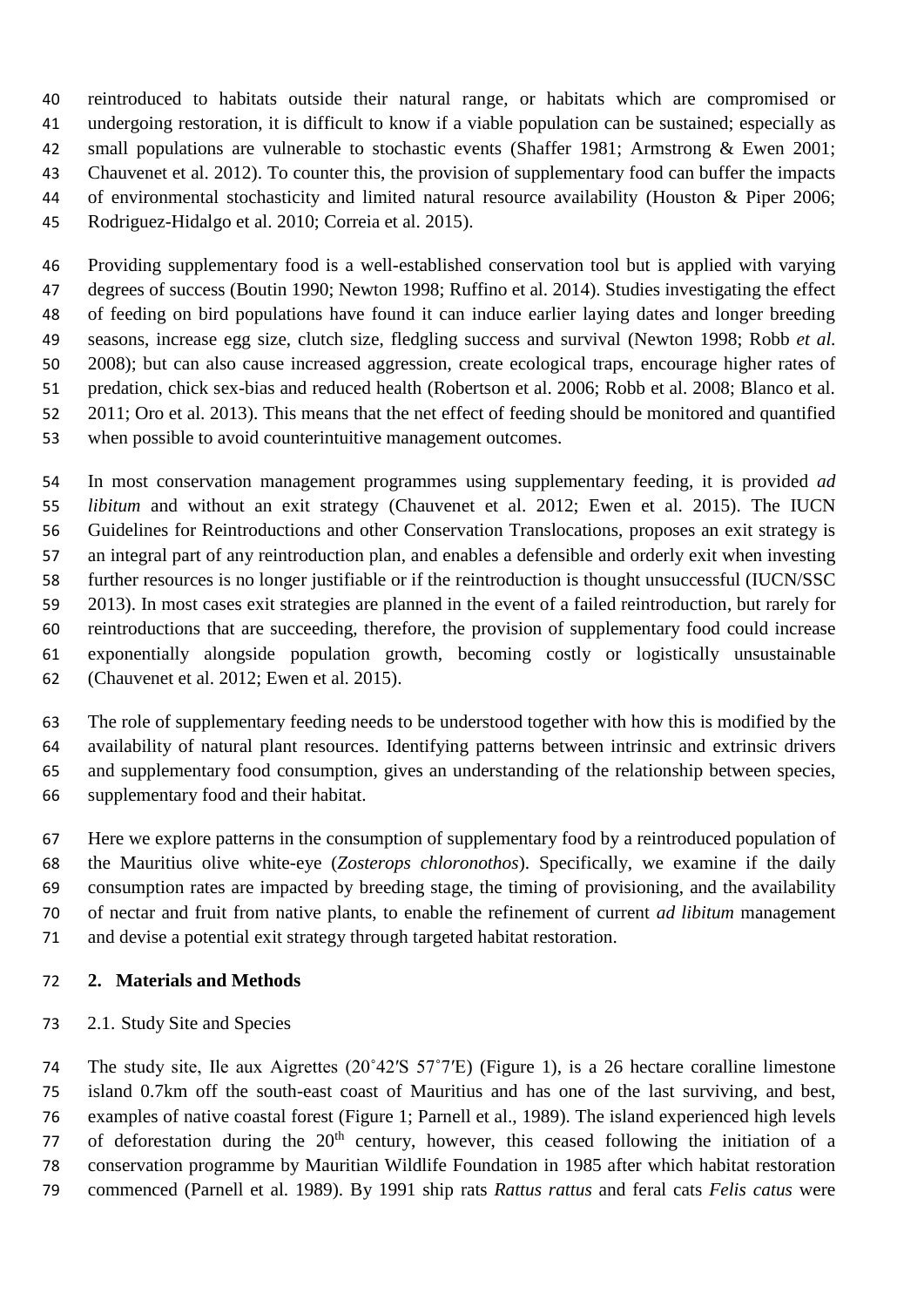reintroduced to habitats outside their natural range, or habitats which are compromised or undergoing restoration, it is difficult to know if a viable population can be sustained; especially as small populations are vulnerable to stochastic events (Shaffer 1981; Armstrong & Ewen 2001; Chauvenet et al. 2012). To counter this, the provision of supplementary food can buffer the impacts of environmental stochasticity and limited natural resource availability (Houston & Piper 2006; Rodriguez-Hidalgo et al. 2010; Correia et al. 2015).

Providing supplementary food is a well-established conservation tool but is applied with varying degrees of success (Boutin 1990; Newton 1998; Ruffino et al. 2014). Studies investigating the effect of feeding on bird populations have found it can induce earlier laying dates and longer breeding seasons, increase egg size, clutch size, fledgling success and survival (Newton 1998; Robb *et al.* 2008); but can also cause increased aggression, create ecological traps, encourage higher rates of predation, chick sex-bias and reduced health (Robertson et al. 2006; Robb et al. 2008; Blanco et al. 2011; Oro et al. 2013). This means that the net effect of feeding should be monitored and quantified when possible to avoid counterintuitive management outcomes.

In most conservation management programmes using supplementary feeding, it is provided *ad libitum* and without an exit strategy (Chauvenet et al. 2012; Ewen et al. 2015). The IUCN Guidelines for Reintroductions and other Conservation Translocations, proposes an exit strategy is an integral part of any reintroduction plan, and enables a defensible and orderly exit when investing further resources is no longer justifiable or if the reintroduction is thought unsuccessful (IUCN/SSC 2013). In most cases exit strategies are planned in the event of a failed reintroduction, but rarely for reintroductions that are succeeding, therefore, the provision of supplementary food could increase exponentially alongside population growth, becoming costly or logistically unsustainable (Chauvenet et al. 2012; Ewen et al. 2015).

The role of supplementary feeding needs to be understood together with how this is modified by the availability of natural plant resources. Identifying patterns between intrinsic and extrinsic drivers and supplementary food consumption, gives an understanding of the relationship between species, supplementary food and their habitat.

Here we explore patterns in the consumption of supplementary food by a reintroduced population of the Mauritius olive white-eye (*Zosterops chloronothos*). Specifically, we examine if the daily consumption rates are impacted by breeding stage, the timing of provisioning, and the availability of nectar and fruit from native plants, to enable the refinement of current *ad libitum* management and devise a potential exit strategy through targeted habitat restoration.

## 2. Materials and Methods

### 2.1. Study Site and Species

The study site, Ile aux Aigrettes (20˚42′S 57˚7′E) (Figure 1), is a 26 hectare coralline limestone island 0.7km off the south-east coast of Mauritius and has one of the last surviving, and best, examples of native coastal forest (Figure 1; Parnell et al., 1989). The island experienced high levels of deforestation during the 20th century, however, this ceased following the initiation of a conservation programme by Mauritian Wildlife Foundation in 1985 after which habitat restoration commenced (Parnell et al. 1989). By 1991 ship rats *Rattus rattus* and feral cats *Felis catus* were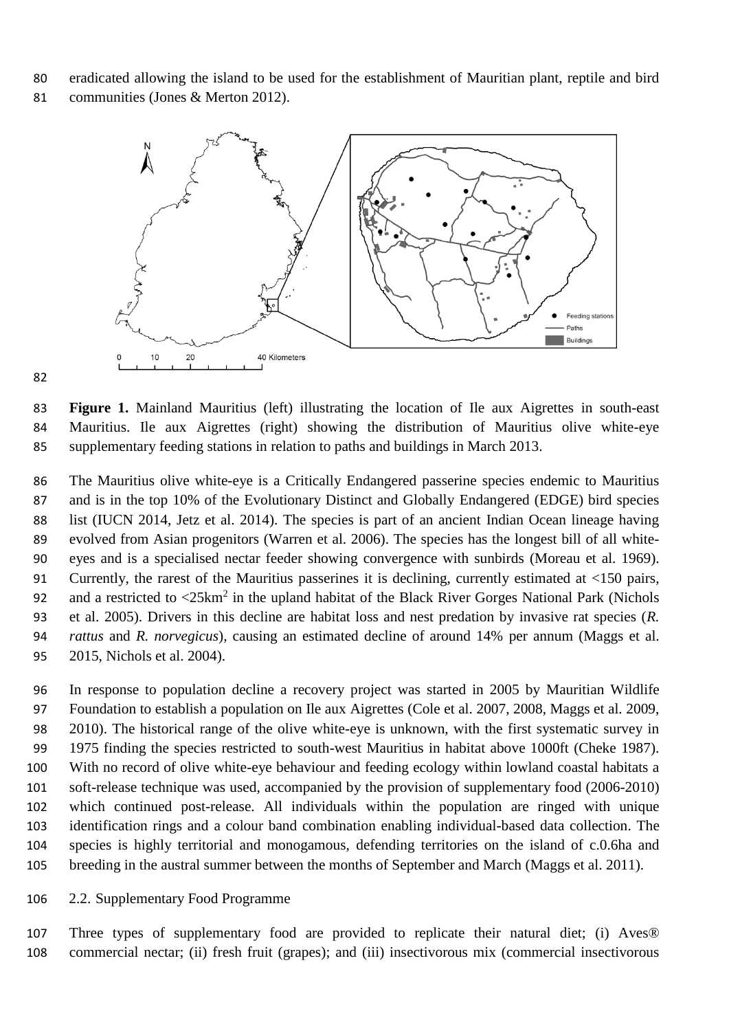eradicated allowing the island to be used for the establishment of Mauritian plant, reptile and bird communities (Jones & Merton 2012).

**Figure 1.** Mainland Mauritius (left) illustrating the location of Ile aux Aigrettes in south-east Mauritius. Ile aux Aigrettes (right) showing the distribution of Mauritius olive white-eye supplementary feeding stations in relation to paths and buildings in March 2013.

The Mauritius olive white-eye is a Critically Endangered passerine species endemic to Mauritius and is in the top 10% of the Evolutionary Distinct and Globally Endangered (EDGE) bird species list (IUCN 2014, Jetz et al. 2014). The species is part of an ancient Indian Ocean lineage having evolved from Asian progenitors (Warren et al. 2006). The species has the longest bill of all white-eyes and is a specialised nectar feeder showing convergence with sunbirds (Moreau et al. 1969). Currently, the rarest of the Mauritius passerines it is declining, currently estimated at <150 pairs, and a restricted to <25km$^2$ in the upland habitat of the Black River Gorges National Park (Nichols et al. 2005). Drivers in this decline are habitat loss and nest predation by invasive rat species (*R. rattus* and *R. norvegicus*), causing an estimated decline of around 14% per annum (Maggs et al. 2015, Nichols et al. 2004).

In response to population decline a recovery project was started in 2005 by Mauritian Wildlife Foundation to establish a population on Ile aux Aigrettes (Cole et al. 2007, 2008, Maggs et al. 2009, 2010). The historical range of the olive white-eye is unknown, with the first systematic survey in 1975 finding the species restricted to south-west Mauritius in habitat above 1000ft (Cheke 1987). With no record of olive white-eye behaviour and feeding ecology within lowland coastal habitats a soft-release technique was used, accompanied by the provision of supplementary food (2006-2010) which continued post-release. All individuals within the population are ringed with unique identification rings and a colour band combination enabling individual-based data collection. The species is highly territorial and monogamous, defending territories on the island of c.0.6ha and breeding in the austral summer between the months of September and March (Maggs et al. 2011).

## 2.2. Supplementary Food Programme

Three types of supplementary food are provided to replicate their natural diet; (i) Aves® commercial nectar; (ii) fresh fruit (grapes); and (iii) insectivorous mix (commercial insectivorous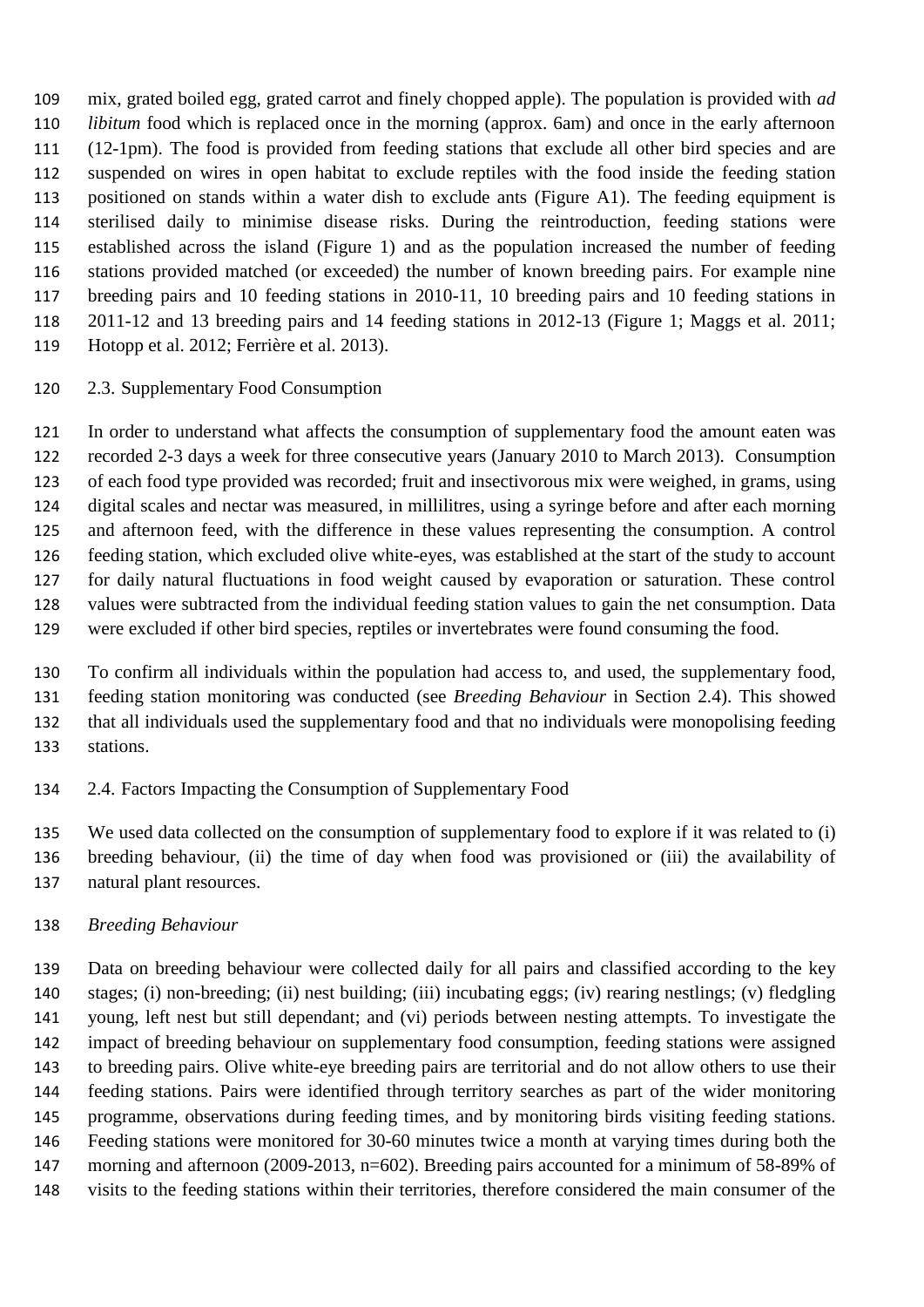mix, grated boiled egg, grated carrot and finely chopped apple). The population is provided with *ad libitum* food which is replaced once in the morning (approx. 6am) and once in the early afternoon (12-1pm). The food is provided from feeding stations that exclude all other bird species and are suspended on wires in open habitat to exclude reptiles with the food inside the feeding station positioned on stands within a water dish to exclude ants (Figure A1). The feeding equipment is sterilised daily to minimise disease risks. During the reintroduction, feeding stations were established across the island (Figure 1) and as the population increased the number of feeding stations provided matched (or exceeded) the number of known breeding pairs. For example nine breeding pairs and 10 feeding stations in 2010-11, 10 breeding pairs and 10 feeding stations in 2011-12 and 13 breeding pairs and 14 feeding stations in 2012-13 (Figure 1; Maggs et al. 2011; Hotopp et al. 2012; Ferrière et al. 2013).

## 2.3. Supplementary Food Consumption

In order to understand what affects the consumption of supplementary food the amount eaten was recorded 2-3 days a week for three consecutive years (January 2010 to March 2013). Consumption of each food type provided was recorded; fruit and insectivorous mix were weighed, in grams, using digital scales and nectar was measured, in millilitres, using a syringe before and after each morning and afternoon feed, with the difference in these values representing the consumption. A control feeding station, which excluded olive white-eyes, was established at the start of the study to account for daily natural fluctuations in food weight caused by evaporation or saturation. These control values were subtracted from the individual feeding station values to gain the net consumption. Data were excluded if other bird species, reptiles or invertebrates were found consuming the food.

To confirm all individuals within the population had access to, and used, the supplementary food, feeding station monitoring was conducted (see *Breeding Behaviour* in Section 2.4). This showed that all individuals used the supplementary food and that no individuals were monopolising feeding stations.

## 2.4. Factors Impacting the Consumption of Supplementary Food

We used data collected on the consumption of supplementary food to explore if it was related to (i) breeding behaviour, (ii) the time of day when food was provisioned or (iii) the availability of natural plant resources.

### *Breeding Behaviour*

Data on breeding behaviour were collected daily for all pairs and classified according to the key stages; (i) non-breeding; (ii) nest building; (iii) incubating eggs; (iv) rearing nestlings; (v) fledgling young, left nest but still dependant; and (vi) periods between nesting attempts. To investigate the impact of breeding behaviour on supplementary food consumption, feeding stations were assigned to breeding pairs. Olive white-eye breeding pairs are territorial and do not allow others to use their feeding stations. Pairs were identified through territory searches as part of the wider monitoring programme, observations during feeding times, and by monitoring birds visiting feeding stations. Feeding stations were monitored for 30-60 minutes twice a month at varying times during both the morning and afternoon (2009-2013, n=602). Breeding pairs accounted for a minimum of 58-89% of visits to the feeding stations within their territories, therefore considered the main consumer of the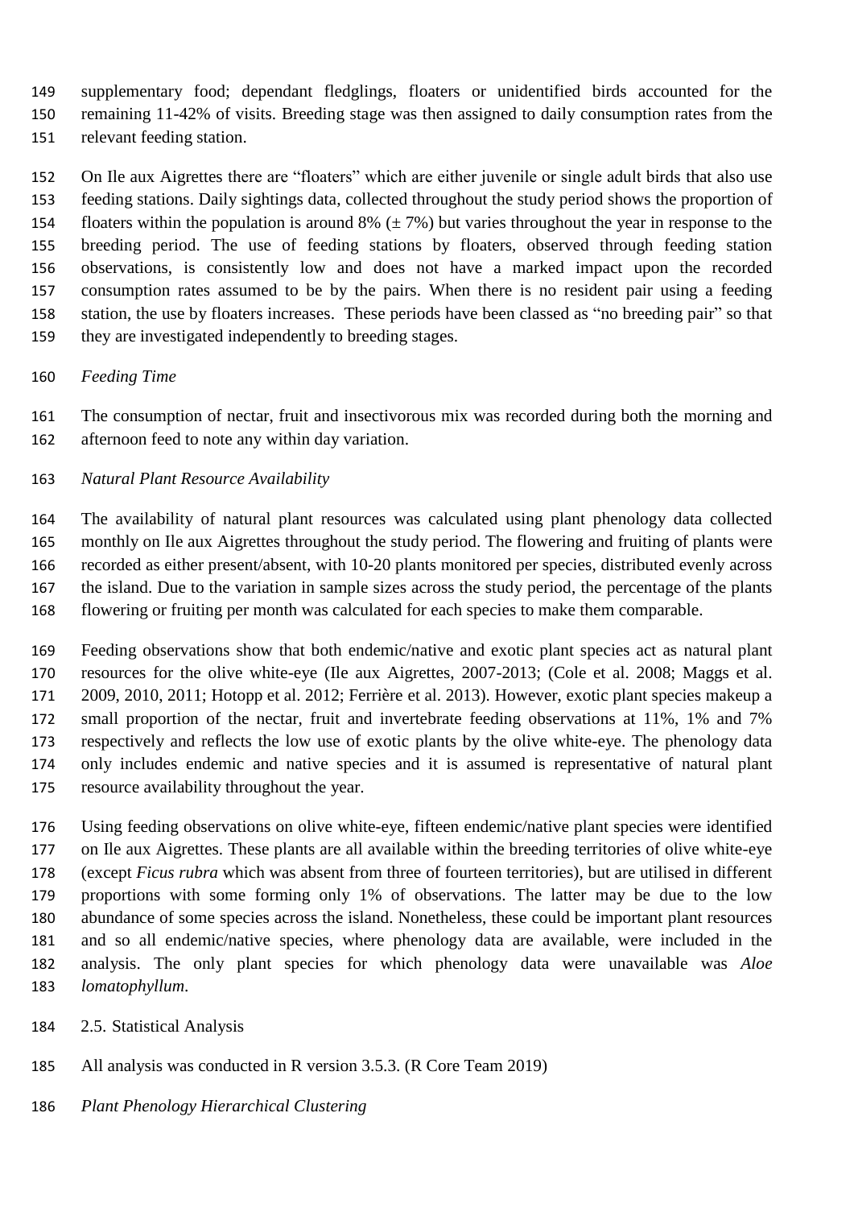supplementary food; dependant fledglings, floaters or unidentified birds accounted for the remaining 11-42% of visits. Breeding stage was then assigned to daily consumption rates from the relevant feeding station.

On Ile aux Aigrettes there are "floaters" which are either juvenile or single adult birds that also use feeding stations. Daily sightings data, collected throughout the study period shows the proportion of floaters within the population is around 8% (± 7%) but varies throughout the year in response to the breeding period. The use of feeding stations by floaters, observed through feeding station observations, is consistently low and does not have a marked impact upon the recorded consumption rates assumed to be by the pairs. When there is no resident pair using a feeding station, the use by floaters increases. These periods have been classed as "no breeding pair" so that they are investigated independently to breeding stages.

*Feeding Time*

The consumption of nectar, fruit and insectivorous mix was recorded during both the morning and afternoon feed to note any within day variation.

*Natural Plant Resource Availability*

The availability of natural plant resources was calculated using plant phenology data collected monthly on Ile aux Aigrettes throughout the study period. The flowering and fruiting of plants were recorded as either present/absent, with 10-20 plants monitored per species, distributed evenly across the island. Due to the variation in sample sizes across the study period, the percentage of the plants flowering or fruiting per month was calculated for each species to make them comparable.

Feeding observations show that both endemic/native and exotic plant species act as natural plant resources for the olive white-eye (Ile aux Aigrettes, 2007-2013; (Cole et al. 2008; Maggs et al. 2009, 2010, 2011; Hotopp et al. 2012; Ferrière et al. 2013). However, exotic plant species makeup a small proportion of the nectar, fruit and invertebrate feeding observations at 11%, 1% and 7% respectively and reflects the low use of exotic plants by the olive white-eye. The phenology data only includes endemic and native species and it is assumed is representative of natural plant resource availability throughout the year.

Using feeding observations on olive white-eye, fifteen endemic/native plant species were identified on Ile aux Aigrettes. These plants are all available within the breeding territories of olive white-eye (except *Ficus rubra* which was absent from three of fourteen territories), but are utilised in different proportions with some forming only 1% of observations. The latter may be due to the low abundance of some species across the island. Nonetheless, these could be important plant resources and so all endemic/native species, where phenology data are available, were included in the analysis. The only plant species for which phenology data were unavailable was *Aloe lomatophyllum*.

2.5. Statistical Analysis

All analysis was conducted in R version 3.5.3. (R Core Team 2019)

*Plant Phenology Hierarchical Clustering*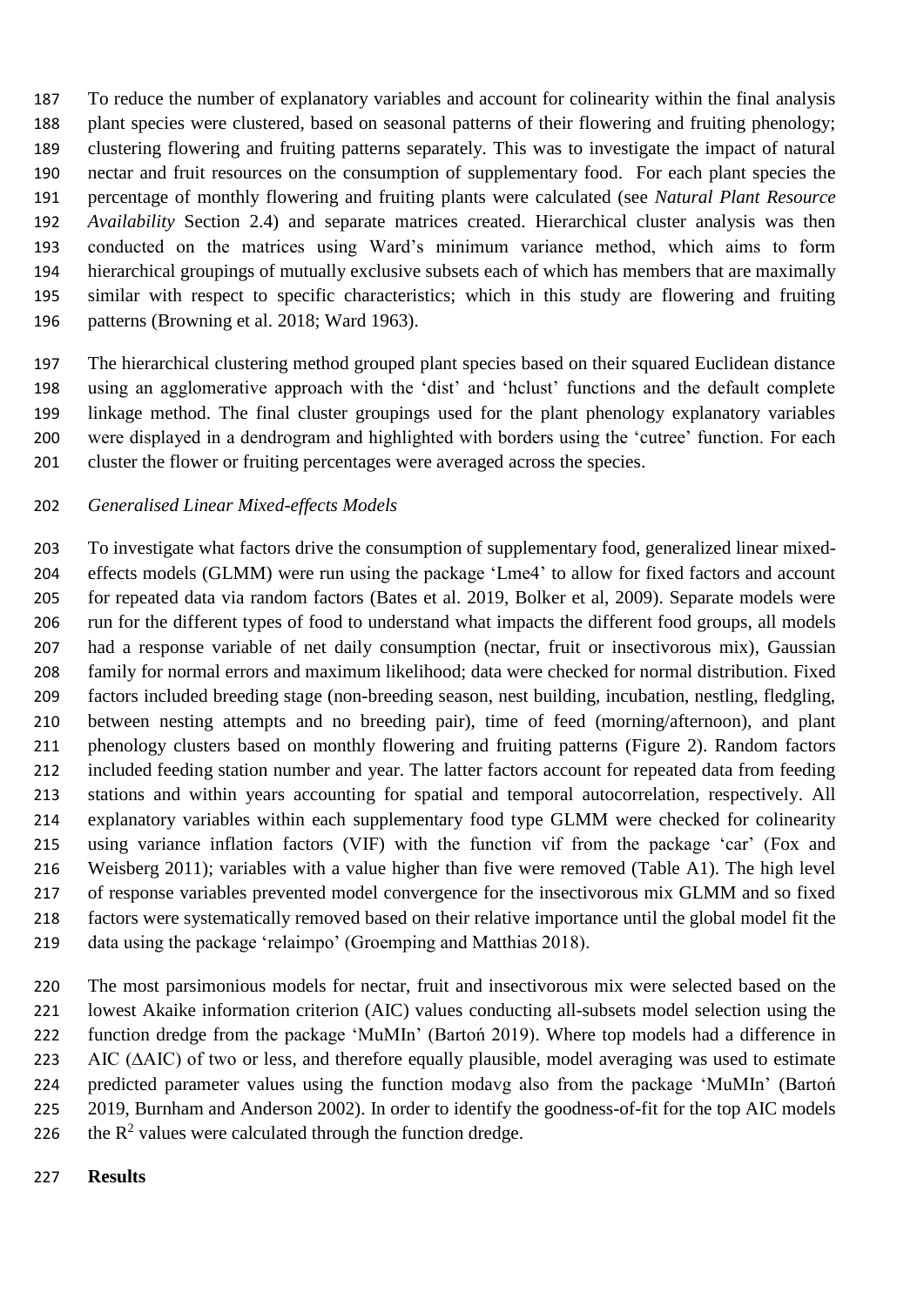To reduce the number of explanatory variables and account for colinearity within the final analysis plant species were clustered, based on seasonal patterns of their flowering and fruiting phenology; clustering flowering and fruiting patterns separately. This was to investigate the impact of natural nectar and fruit resources on the consumption of supplementary food. For each plant species the percentage of monthly flowering and fruiting plants were calculated (see *Natural Plant Resource Availability* Section 2.4) and separate matrices created. Hierarchical cluster analysis was then conducted on the matrices using Ward's minimum variance method, which aims to form hierarchical groupings of mutually exclusive subsets each of which has members that are maximally similar with respect to specific characteristics; which in this study are flowering and fruiting patterns (Browning et al. 2018; Ward 1963).

The hierarchical clustering method grouped plant species based on their squared Euclidean distance using an agglomerative approach with the 'dist' and 'hclust' functions and the default complete linkage method. The final cluster groupings used for the plant phenology explanatory variables were displayed in a dendrogram and highlighted with borders using the 'cutree' function. For each cluster the flower or fruiting percentages were averaged across the species.

*Generalised Linear Mixed-effects Models*

To investigate what factors drive the consumption of supplementary food, generalized linear mixed-effects models (GLMM) were run using the package 'Lme4' to allow for fixed factors and account for repeated data via random factors (Bates et al. 2019, Bolker et al, 2009). Separate models were run for the different types of food to understand what impacts the different food groups, all models had a response variable of net daily consumption (nectar, fruit or insectivorous mix), Gaussian family for normal errors and maximum likelihood; data were checked for normal distribution. Fixed factors included breeding stage (non-breeding season, nest building, incubation, nestling, fledgling, between nesting attempts and no breeding pair), time of feed (morning/afternoon), and plant phenology clusters based on monthly flowering and fruiting patterns (Figure 2). Random factors included feeding station number and year. The latter factors account for repeated data from feeding stations and within years accounting for spatial and temporal autocorrelation, respectively. All explanatory variables within each supplementary food type GLMM were checked for colinearity using variance inflation factors (VIF) with the function vif from the package 'car' (Fox and Weisberg 2011); variables with a value higher than five were removed (Table A1). The high level of response variables prevented model convergence for the insectivorous mix GLMM and so fixed factors were systematically removed based on their relative importance until the global model fit the data using the package 'relaimpo' (Groemping and Matthias 2018).

The most parsimonious models for nectar, fruit and insectivorous mix were selected based on the lowest Akaike information criterion (AIC) values conducting all-subsets model selection using the function dredge from the package 'MuMIn' (Bartoń 2019). Where top models had a difference in AIC (ΔAIC) of two or less, and therefore equally plausible, model averaging was used to estimate predicted parameter values using the function modavg also from the package 'MuMIn' (Bartoń 2019, Burnham and Anderson 2002). In order to identify the goodness-of-fit for the top AIC models the $R^2$ values were calculated through the function dredge.

**Results**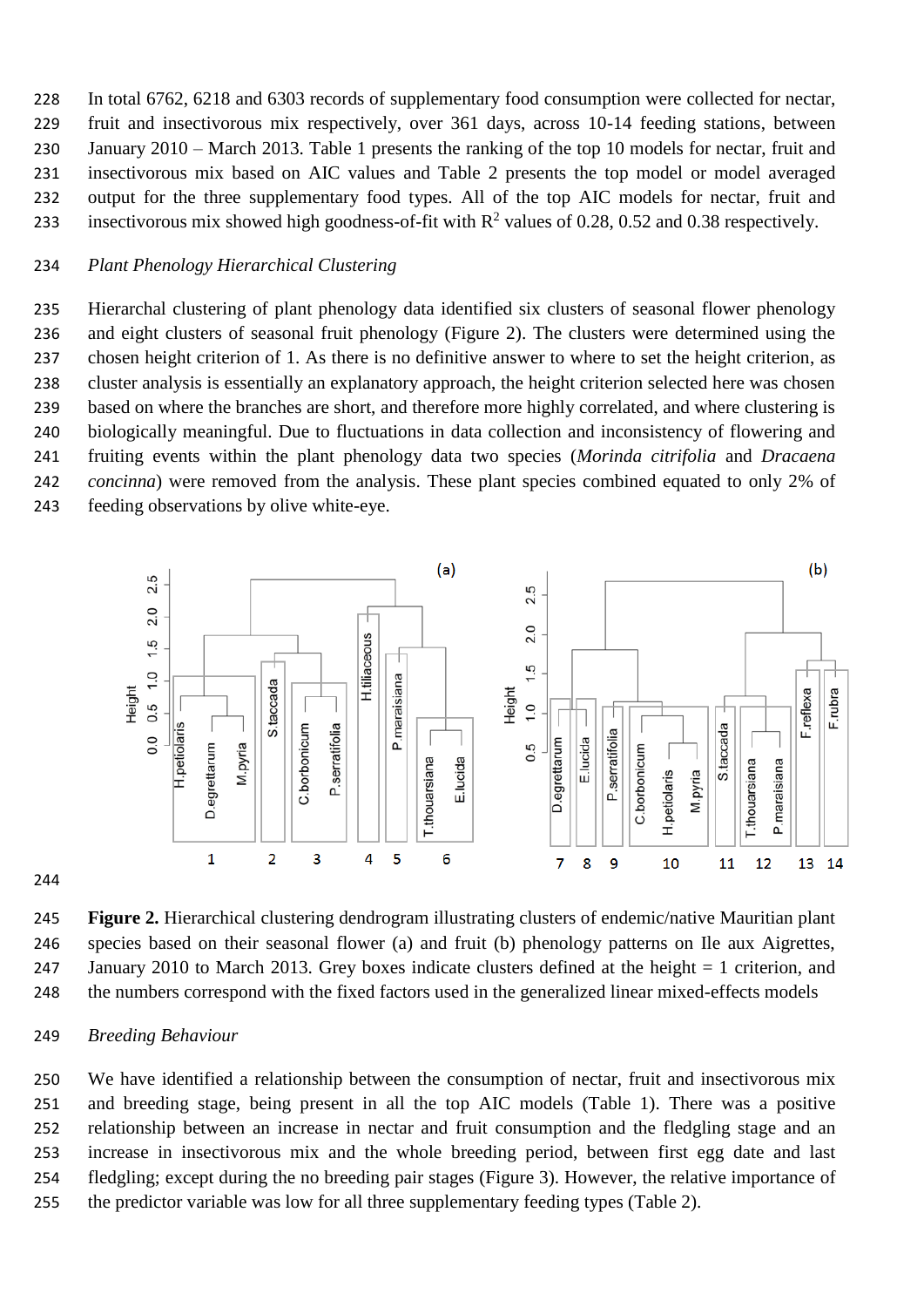In total 6762, 6218 and 6303 records of supplementary food consumption were collected for nectar, fruit and insectivorous mix respectively, over 361 days, across 10-14 feeding stations, between January 2010 – March 2013. Table 1 presents the ranking of the top 10 models for nectar, fruit and insectivorous mix based on AIC values and Table 2 presents the top model or model averaged output for the three supplementary food types. All of the top AIC models for nectar, fruit and insectivorous mix showed high goodness-of-fit with $R^2$ values of 0.28, 0.52 and 0.38 respectively.

*Plant Phenology Hierarchical Clustering*

Hierarchal clustering of plant phenology data identified six clusters of seasonal flower phenology and eight clusters of seasonal fruit phenology (Figure 2). The clusters were determined using the chosen height criterion of 1. As there is no definitive answer to where to set the height criterion, as cluster analysis is essentially an explanatory approach, the height criterion selected here was chosen based on where the branches are short, and therefore more highly correlated, and where clustering is biologically meaningful. Due to fluctuations in data collection and inconsistency of flowering and fruiting events within the plant phenology data two species (*Morinda citrifolia* and *Dracaena concinna*) were removed from the analysis. These plant species combined equated to only 2% of feeding observations by olive white-eye.

**Figure 2.** Hierarchical clustering dendrogram illustrating clusters of endemic/native Mauritian plant species based on their seasonal flower (a) and fruit (b) phenology patterns on Ile aux Aigrettes, January 2010 to March 2013. Grey boxes indicate clusters defined at the height = 1 criterion, and the numbers correspond with the fixed factors used in the generalized linear mixed-effects models

*Breeding Behaviour*

We have identified a relationship between the consumption of nectar, fruit and insectivorous mix and breeding stage, being present in all the top AIC models (Table 1). There was a positive relationship between an increase in nectar and fruit consumption and the fledgling stage and an increase in insectivorous mix and the whole breeding period, between first egg date and last fledgling; except during the no breeding pair stages (Figure 3). However, the relative importance of the predictor variable was low for all three supplementary feeding types (Table 2).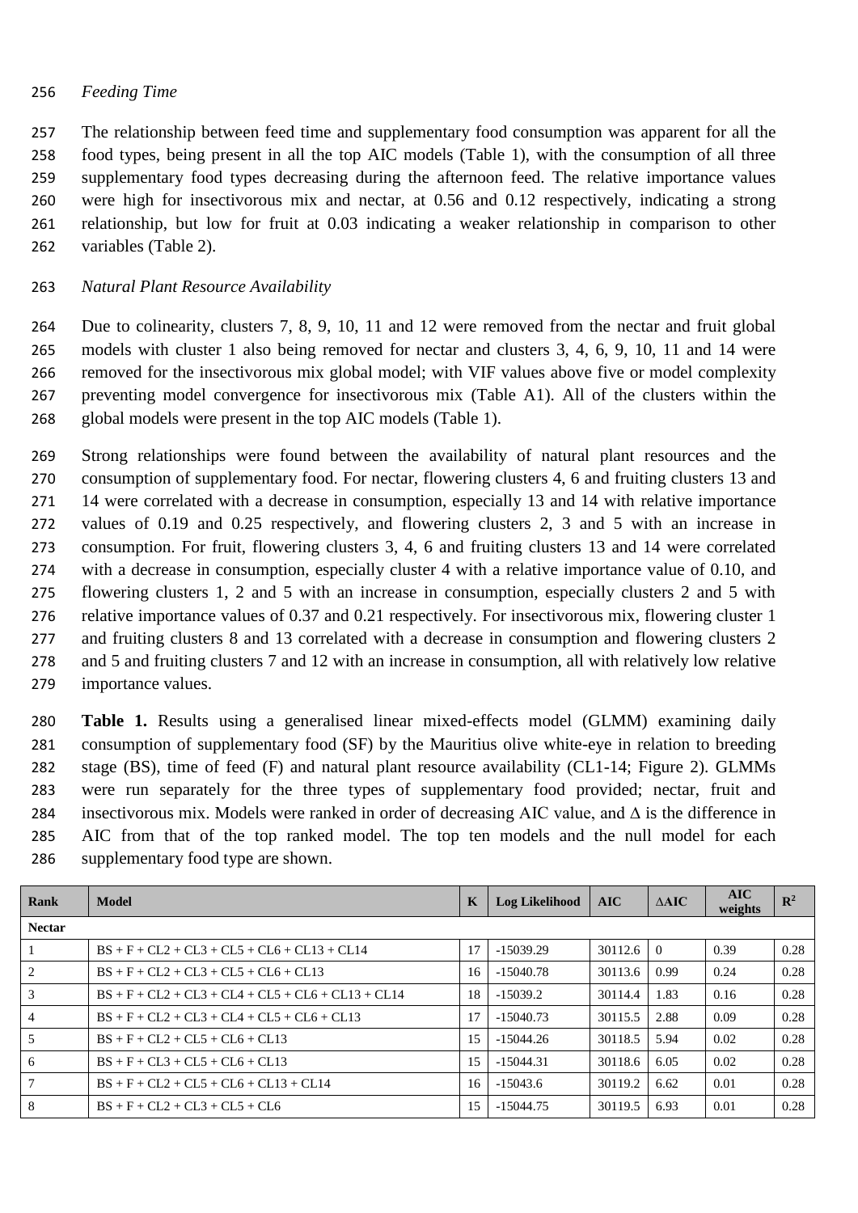*Feeding Time*

The relationship between feed time and supplementary food consumption was apparent for all the food types, being present in all the top AIC models (Table 1), with the consumption of all three supplementary food types decreasing during the afternoon feed. The relative importance values were high for insectivorous mix and nectar, at 0.56 and 0.12 respectively, indicating a strong relationship, but low for fruit at 0.03 indicating a weaker relationship in comparison to other variables (Table 2).

*Natural Plant Resource Availability*

Due to colinearity, clusters 7, 8, 9, 10, 11 and 12 were removed from the nectar and fruit global models with cluster 1 also being removed for nectar and clusters 3, 4, 6, 9, 10, 11 and 14 were removed for the insectivorous mix global model; with VIF values above five or model complexity preventing model convergence for insectivorous mix (Table A1). All of the clusters within the global models were present in the top AIC models (Table 1).

Strong relationships were found between the availability of natural plant resources and the consumption of supplementary food. For nectar, flowering clusters 4, 6 and fruiting clusters 13 and 14 were correlated with a decrease in consumption, especially 13 and 14 with relative importance values of 0.19 and 0.25 respectively, and flowering clusters 2, 3 and 5 with an increase in consumption. For fruit, flowering clusters 3, 4, 6 and fruiting clusters 13 and 14 were correlated with a decrease in consumption, especially cluster 4 with a relative importance value of 0.10, and flowering clusters 1, 2 and 5 with an increase in consumption, especially clusters 2 and 5 with relative importance values of 0.37 and 0.21 respectively. For insectivorous mix, flowering cluster 1 and fruiting clusters 8 and 13 correlated with a decrease in consumption and flowering clusters 2 and 5 and fruiting clusters 7 and 12 with an increase in consumption, all with relatively low relative importance values.

**Table 1.** Results using a generalised linear mixed-effects model (GLMM) examining daily consumption of supplementary food (SF) by the Mauritius olive white-eye in relation to breeding stage (BS), time of feed (F) and natural plant resource availability (CL1-14; Figure 2). GLMMs were run separately for the three types of supplementary food provided; nectar, fruit and insectivorous mix. Models were ranked in order of decreasing AIC value, and Δ is the difference in AIC from that of the top ranked model. The top ten models and the null model for each supplementary food type are shown.

| Rank | Model | K | Log Likelihood | AIC | ΔAIC | AIC weights | $R^2$ |
|---|---|---|---|---|---|---|---|
| **Nectar** | | | | | | | |
| 1 | BS + F + CL2 + CL3 + CL5 + CL6 + CL13 + CL14 | 17 | -15039.29 | 30112.6 | 0 | 0.39 | 0.28 |
| 2 | BS + F + CL2 + CL3 + CL5 + CL6 + CL13 | 16 | -15040.78 | 30113.6 | 0.99 | 0.24 | 0.28 |
| 3 | BS + F + CL2 + CL3 + CL4 + CL5 + CL6 + CL13 + CL14 | 18 | -15039.2 | 30114.4 | 1.83 | 0.16 | 0.28 |
| 4 | BS + F + CL2 + CL3 + CL4 + CL5 + CL6 + CL13 | 17 | -15040.73 | 30115.5 | 2.88 | 0.09 | 0.28 |
| 5 | BS + F + CL2 + CL5 + CL6 + CL13 | 15 | -15044.26 | 30118.5 | 5.94 | 0.02 | 0.28 |
| 6 | BS + F + CL3 + CL5 + CL6 + CL13 | 15 | -15044.31 | 30118.6 | 6.05 | 0.02 | 0.28 |
| 7 | BS + F + CL2 + CL5 + CL6 + CL13 + CL14 | 16 | -15043.6 | 30119.2 | 6.62 | 0.01 | 0.28 |
| 8 | BS + F + CL2 + CL3 + CL5 + CL6 | 15 | -15044.75 | 30119.5 | 6.93 | 0.01 | 0.28 |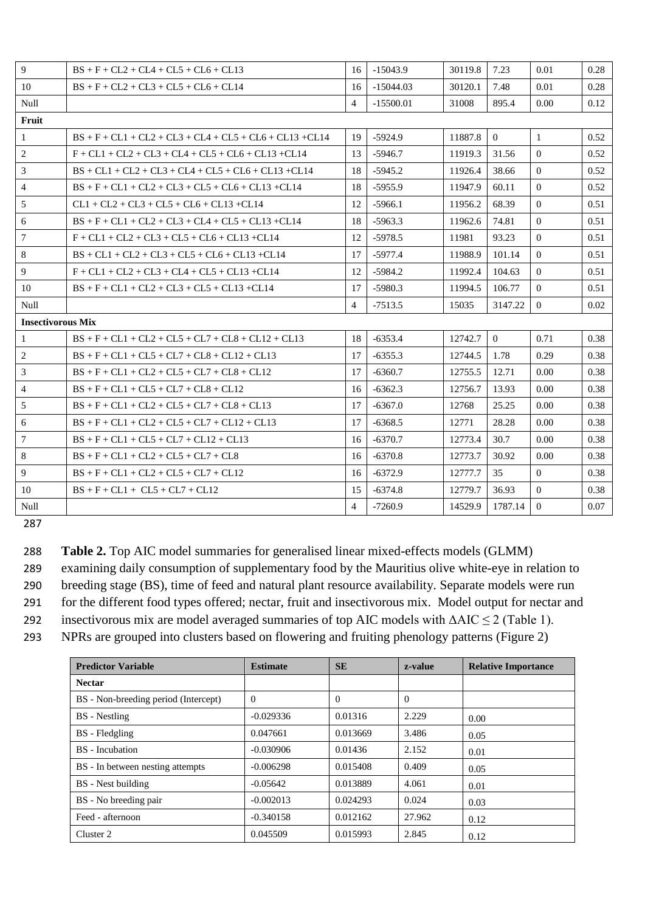| 9 | BS + F + CL2 + CL4 + CL5 + CL6 + CL13 | 16 | -15043.9 | 30119.8 | 7.23 | 0.01 | 0.28 |
|---|---|---|---|---|---|---|---|
| 10 | BS + F + CL2 + CL3 + CL5 + CL6 + CL14 | 16 | -15044.03 | 30120.1 | 7.48 | 0.01 | 0.28 |
| Null | | 4 | -15500.01 | 31008 | 895.4 | 0.00 | 0.12 |
| **Fruit** | | | | | | | |
| 1 | BS + F + CL1 + CL2 + CL3 + CL4 + CL5 + CL6 + CL13 +CL14 | 19 | -5924.9 | 11887.8 | 0 | 1 | 0.52 |
| 2 | F + CL1 + CL2 + CL3 + CL4 + CL5 + CL6 + CL13 +CL14 | 13 | -5946.7 | 11919.3 | 31.56 | 0 | 0.52 |
| 3 | BS + CL1 + CL2 + CL3 + CL4 + CL5 + CL6 + CL13 +CL14 | 18 | -5945.2 | 11926.4 | 38.66 | 0 | 0.52 |
| 4 | BS + F + CL1 + CL2 + CL3 + CL5 + CL6 + CL13 +CL14 | 18 | -5955.9 | 11947.9 | 60.11 | 0 | 0.52 |
| 5 | CL1 + CL2 + CL3 + CL5 + CL6 + CL13 +CL14 | 12 | -5966.1 | 11956.2 | 68.39 | 0 | 0.51 |
| 6 | BS + F + CL1 + CL2 + CL3 + CL4 + CL5 + CL13 +CL14 | 18 | -5963.3 | 11962.6 | 74.81 | 0 | 0.51 |
| 7 | F + CL1 + CL2 + CL3 + CL5 + CL6 + CL13 +CL14 | 12 | -5978.5 | 11981 | 93.23 | 0 | 0.51 |
| 8 | BS + CL1 + CL2 + CL3 + CL5 + CL6 + CL13 +CL14 | 17 | -5977.4 | 11988.9 | 101.14 | 0 | 0.51 |
| 9 | F + CL1 + CL2 + CL3 + CL4 + CL5 + CL13 +CL14 | 12 | -5984.2 | 11992.4 | 104.63 | 0 | 0.51 |
| 10 | BS + F + CL1 + CL2 + CL3 + CL5 + CL13 +CL14 | 17 | -5980.3 | 11994.5 | 106.77 | 0 | 0.51 |
| Null | | 4 | -7513.5 | 15035 | 3147.22 | 0 | 0.02 |
| **Insectivorous Mix** | | | | | | | |
| 1 | BS + F + CL1 + CL2 + CL5 + CL7 + CL8 + CL12 + CL13 | 18 | -6353.4 | 12742.7 | 0 | 0.71 | 0.38 |
| 2 | BS + F + CL1 + CL5 + CL7 + CL8 + CL12 + CL13 | 17 | -6355.3 | 12744.5 | 1.78 | 0.29 | 0.38 |
| 3 | BS + F + CL1 + CL2 + CL5 + CL7 + CL8 + CL12 | 17 | -6360.7 | 12755.5 | 12.71 | 0.00 | 0.38 |
| 4 | BS + F + CL1 + CL5 + CL7 + CL8 + CL12 | 16 | -6362.3 | 12756.7 | 13.93 | 0.00 | 0.38 |
| 5 | BS + F + CL1 + CL2 + CL5 + CL7 + CL8 + CL13 | 17 | -6367.0 | 12768 | 25.25 | 0.00 | 0.38 |
| 6 | BS + F + CL1 + CL2 + CL5 + CL7 + CL12 + CL13 | 17 | -6368.5 | 12771 | 28.28 | 0.00 | 0.38 |
| 7 | BS + F + CL1 + CL5 + CL7 + CL12 + CL13 | 16 | -6370.7 | 12773.4 | 30.7 | 0.00 | 0.38 |
| 8 | BS + F + CL1 + CL2 + CL5 + CL7 + CL8 | 16 | -6370.8 | 12773.7 | 30.92 | 0.00 | 0.38 |
| 9 | BS + F + CL1 + CL2 + CL5 + CL7 + CL12 | 16 | -6372.9 | 12777.7 | 35 | 0 | 0.38 |
| 10 | BS + F + CL1 + CL5 + CL7 + CL12 | 15 | -6374.8 | 12779.7 | 36.93 | 0 | 0.38 |
| Null | | 4 | -7260.9 | 14529.9 | 1787.14 | 0 | 0.07 |

287

288 **Table 2.** Top AIC model summaries for generalised linear mixed-effects models (GLMM)
289 examining daily consumption of supplementary food by the Mauritius olive white-eye in relation to
290 breeding stage (BS), time of feed and natural plant resource availability. Separate models were run
291 for the different food types offered; nectar, fruit and insectivorous mix. Model output for nectar and
292 insectivorous mix are model averaged summaries of top AIC models with $\Delta AIC \leq 2$ (Table 1).
293 NPRs are grouped into clusters based on flowering and fruiting phenology patterns (Figure 2)

| Predictor Variable | Estimate | SE | z-value | Relative Importance |
|---|---|---|---|---|
| **Nectar** | | | | |
| BS - Non-breeding period (Intercept) | 0 | 0 | 0 | |
| BS - Nestling | -0.029336 | 0.01316 | 2.229 | 0.00 |
| BS - Fledgling | 0.047661 | 0.013669 | 3.486 | 0.05 |
| BS - Incubation | -0.030906 | 0.01436 | 2.152 | 0.01 |
| BS - In between nesting attempts | -0.006298 | 0.015408 | 0.409 | 0.05 |
| BS - Nest building | -0.05642 | 0.013889 | 4.061 | 0.01 |
| BS - No breeding pair | -0.002013 | 0.024293 | 0.024 | 0.03 |
| Feed - afternoon | -0.340158 | 0.012162 | 27.962 | 0.12 |
| Cluster 2 | 0.045509 | 0.015993 | 2.845 | 0.12 |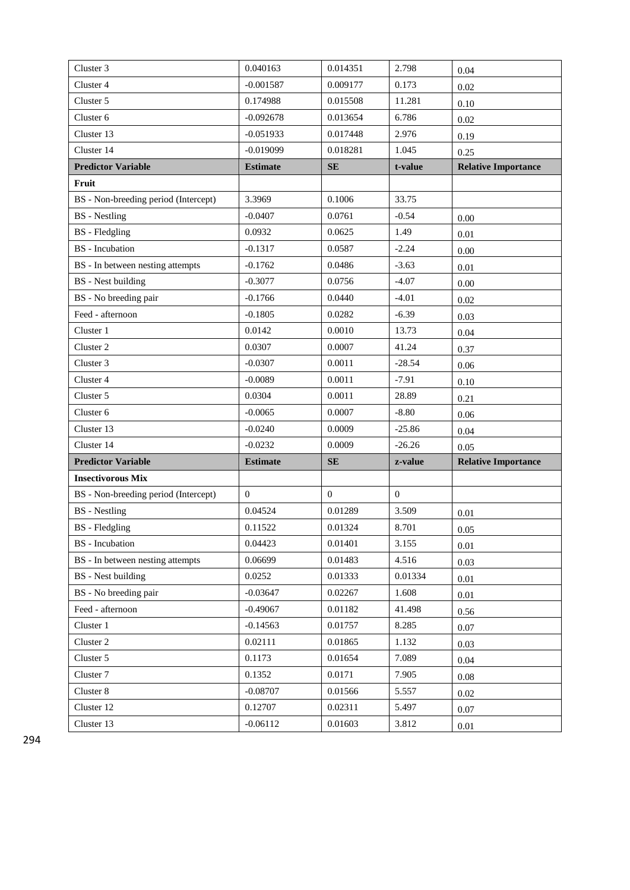| Cluster 3 | 0.040163 | 0.014351 | 2.798 | 0.04 |
|---|---|---|---|---|
| Cluster 4 | -0.001587 | 0.009177 | 0.173 | 0.02 |
| Cluster 5 | 0.174988 | 0.015508 | 11.281 | 0.10 |
| Cluster 6 | -0.092678 | 0.013654 | 6.786 | 0.02 |
| Cluster 13 | -0.051933 | 0.017448 | 2.976 | 0.19 |
| Cluster 14 | -0.019099 | 0.018281 | 1.045 | 0.25 |
| **Predictor Variable** | **Estimate** | **SE** | **t-value** | **Relative Importance** |
| **Fruit** | | | | |
| BS - Non-breeding period (Intercept) | 3.3969 | 0.1006 | 33.75 | |
| BS - Nestling | -0.0407 | 0.0761 | -0.54 | 0.00 |
| BS - Fledgling | 0.0932 | 0.0625 | 1.49 | 0.01 |
| BS - Incubation | -0.1317 | 0.0587 | -2.24 | 0.00 |
| BS - In between nesting attempts | -0.1762 | 0.0486 | -3.63 | 0.01 |
| BS - Nest building | -0.3077 | 0.0756 | -4.07 | 0.00 |
| BS - No breeding pair | -0.1766 | 0.0440 | -4.01 | 0.02 |
| Feed - afternoon | -0.1805 | 0.0282 | -6.39 | 0.03 |
| Cluster 1 | 0.0142 | 0.0010 | 13.73 | 0.04 |
| Cluster 2 | 0.0307 | 0.0007 | 41.24 | 0.37 |
| Cluster 3 | -0.0307 | 0.0011 | -28.54 | 0.06 |
| Cluster 4 | -0.0089 | 0.0011 | -7.91 | 0.10 |
| Cluster 5 | 0.0304 | 0.0011 | 28.89 | 0.21 |
| Cluster 6 | -0.0065 | 0.0007 | -8.80 | 0.06 |
| Cluster 13 | -0.0240 | 0.0009 | -25.86 | 0.04 |
| Cluster 14 | -0.0232 | 0.0009 | -26.26 | 0.05 |
| **Predictor Variable** | **Estimate** | **SE** | **z-value** | **Relative Importance** |
| **Insectivorous Mix** | | | | |
| BS - Non-breeding period (Intercept) | 0 | 0 | 0 | |
| BS - Nestling | 0.04524 | 0.01289 | 3.509 | 0.01 |
| BS - Fledgling | 0.11522 | 0.01324 | 8.701 | 0.05 |
| BS - Incubation | 0.04423 | 0.01401 | 3.155 | 0.01 |
| BS - In between nesting attempts | 0.06699 | 0.01483 | 4.516 | 0.03 |
| BS - Nest building | 0.0252 | 0.01333 | 0.01334 | 0.01 |
| BS - No breeding pair | -0.03647 | 0.02267 | 1.608 | 0.01 |
| Feed - afternoon | -0.49067 | 0.01182 | 41.498 | 0.56 |
| Cluster 1 | -0.14563 | 0.01757 | 8.285 | 0.07 |
| Cluster 2 | 0.02111 | 0.01865 | 1.132 | 0.03 |
| Cluster 5 | 0.1173 | 0.01654 | 7.089 | 0.04 |
| Cluster 7 | 0.1352 | 0.0171 | 7.905 | 0.08 |
| Cluster 8 | -0.08707 | 0.01566 | 5.557 | 0.02 |
| Cluster 12 | 0.12707 | 0.02311 | 5.497 | 0.07 |
| Cluster 13 | -0.06112 | 0.01603 | 3.812 | 0.01 |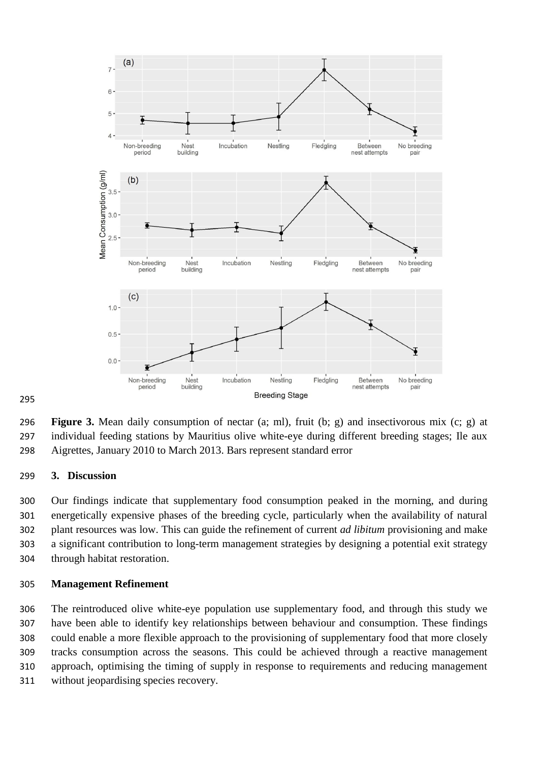**Figure 3.** Mean daily consumption of nectar (a; ml), fruit (b; g) and insectivorous mix (c; g) at individual feeding stations by Mauritius olive white-eye during different breeding stages; Ile aux Aigrettes, January 2010 to March 2013. Bars represent standard error

## 3. Discussion

Our findings indicate that supplementary food consumption peaked in the morning, and during energetically expensive phases of the breeding cycle, particularly when the availability of natural plant resources was low. This can guide the refinement of current *ad libitum* provisioning and make a significant contribution to long-term management strategies by designing a potential exit strategy through habitat restoration.

### Management Refinement

The reintroduced olive white-eye population use supplementary food, and through this study we have been able to identify key relationships between behaviour and consumption. These findings could enable a more flexible approach to the provisioning of supplementary food that more closely tracks consumption across the seasons. This could be achieved through a reactive management approach, optimising the timing of supply in response to requirements and reducing management without jeopardising species recovery.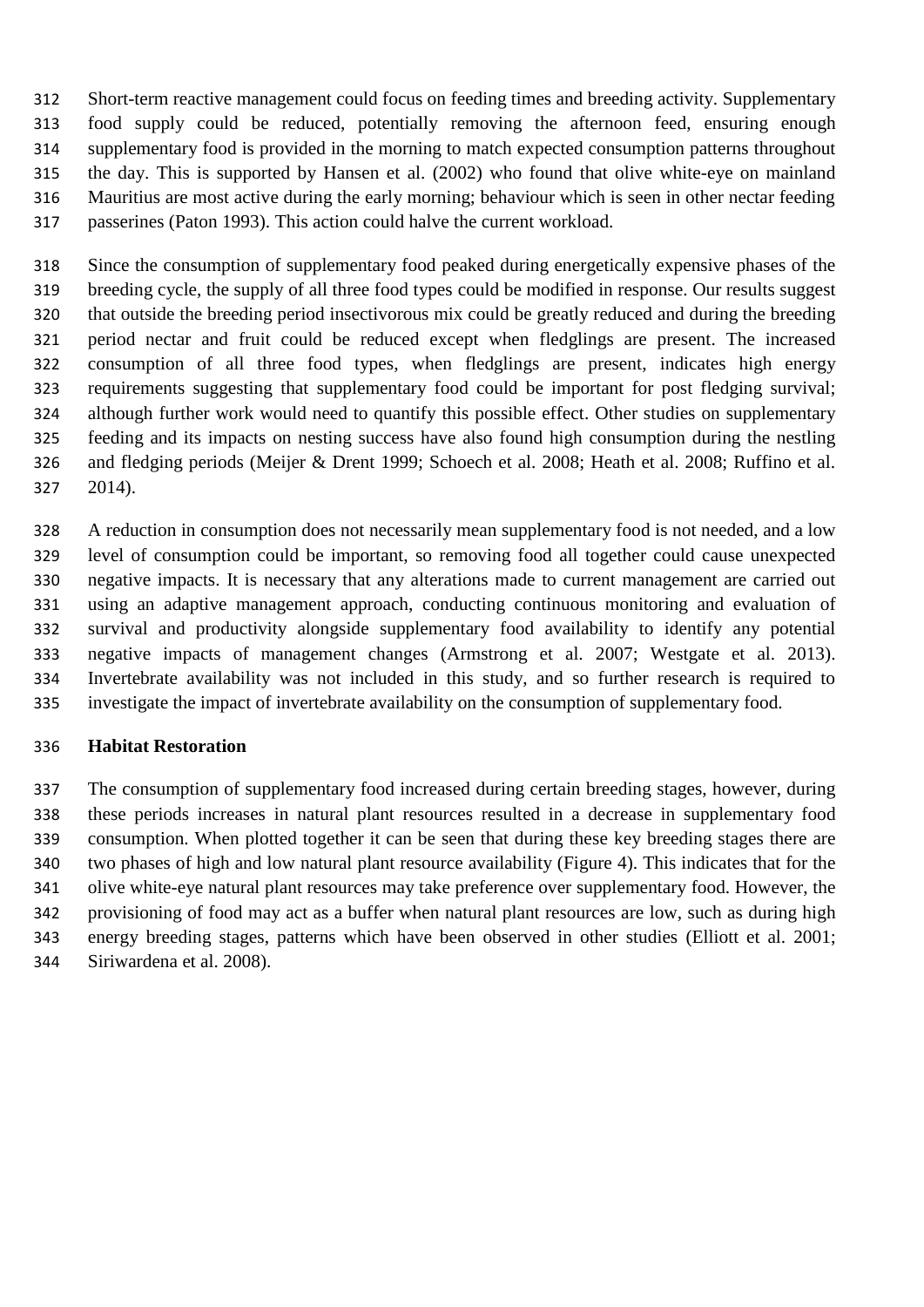Short-term reactive management could focus on feeding times and breeding activity. Supplementary food supply could be reduced, potentially removing the afternoon feed, ensuring enough supplementary food is provided in the morning to match expected consumption patterns throughout the day. This is supported by Hansen et al. (2002) who found that olive white-eye on mainland Mauritius are most active during the early morning; behaviour which is seen in other nectar feeding passerines (Paton 1993). This action could halve the current workload.

Since the consumption of supplementary food peaked during energetically expensive phases of the breeding cycle, the supply of all three food types could be modified in response. Our results suggest that outside the breeding period insectivorous mix could be greatly reduced and during the breeding period nectar and fruit could be reduced except when fledglings are present. The increased consumption of all three food types, when fledglings are present, indicates high energy requirements suggesting that supplementary food could be important for post fledging survival; although further work would need to quantify this possible effect. Other studies on supplementary feeding and its impacts on nesting success have also found high consumption during the nestling and fledging periods (Meijer & Drent 1999; Schoech et al. 2008; Heath et al. 2008; Ruffino et al. 2014).

A reduction in consumption does not necessarily mean supplementary food is not needed, and a low level of consumption could be important, so removing food all together could cause unexpected negative impacts. It is necessary that any alterations made to current management are carried out using an adaptive management approach, conducting continuous monitoring and evaluation of survival and productivity alongside supplementary food availability to identify any potential negative impacts of management changes (Armstrong et al. 2007; Westgate et al. 2013). Invertebrate availability was not included in this study, and so further research is required to investigate the impact of invertebrate availability on the consumption of supplementary food.

**Habitat Restoration**

The consumption of supplementary food increased during certain breeding stages, however, during these periods increases in natural plant resources resulted in a decrease in supplementary food consumption. When plotted together it can be seen that during these key breeding stages there are two phases of high and low natural plant resource availability (Figure 4). This indicates that for the olive white-eye natural plant resources may take preference over supplementary food. However, the provisioning of food may act as a buffer when natural plant resources are low, such as during high energy breeding stages, patterns which have been observed in other studies (Elliott et al. 2001; Siriwardena et al. 2008).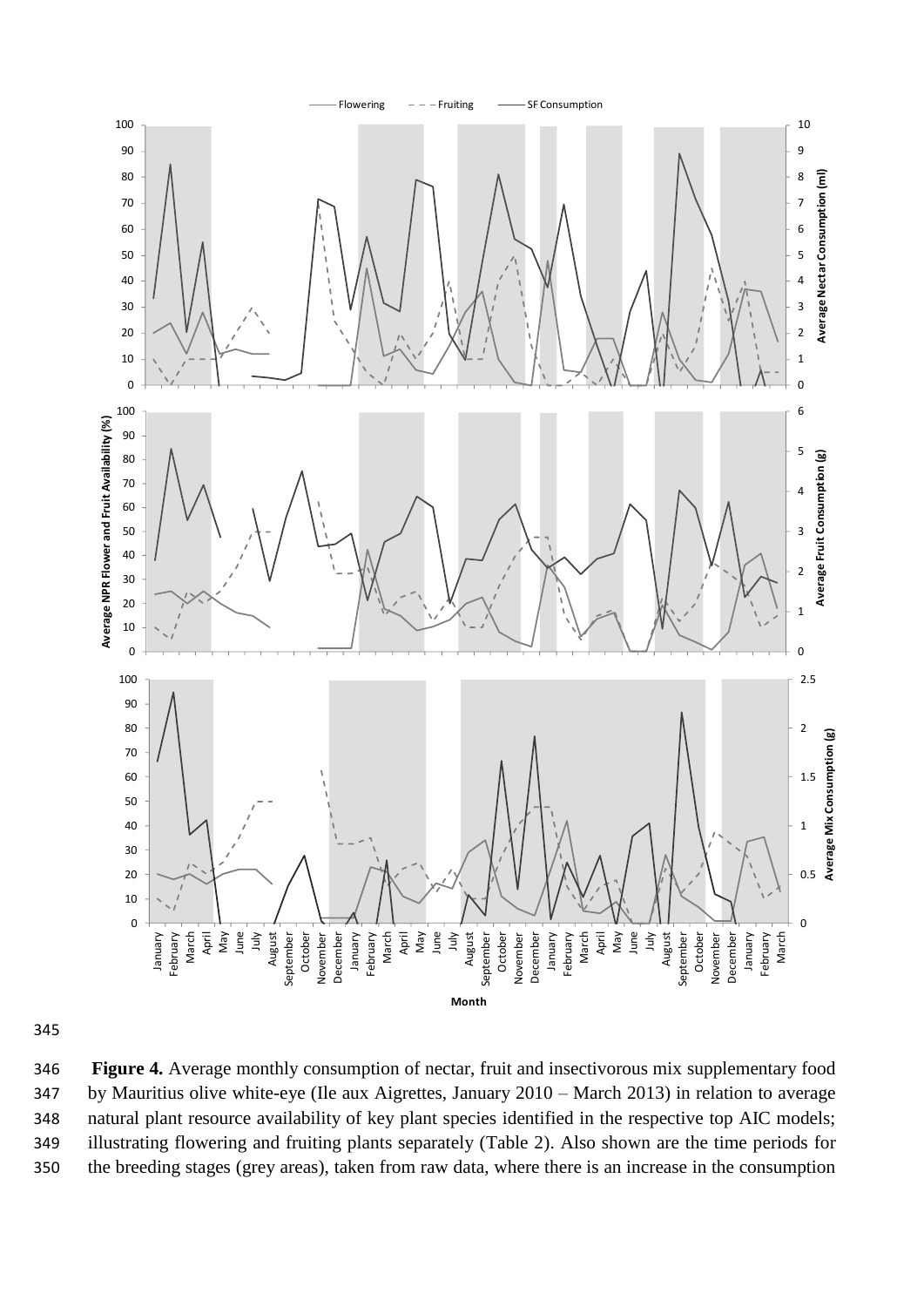**Figure 4.** Average monthly consumption of nectar, fruit and insectivorous mix supplementary food by Mauritius olive white-eye (Ile aux Aigrettes, January 2010 – March 2013) in relation to average natural plant resource availability of key plant species identified in the respective top AIC models; illustrating flowering and fruiting plants separately (Table 2). Also shown are the time periods for the breeding stages (grey areas), taken from raw data, where there is an increase in the consumption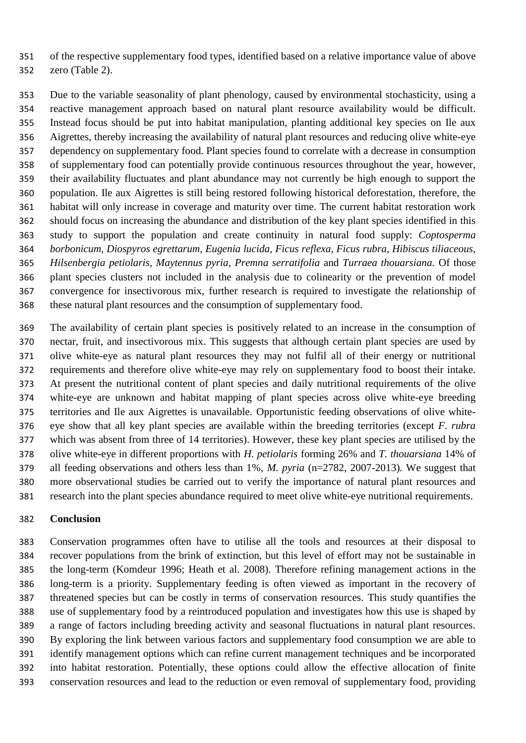of the respective supplementary food types, identified based on a relative importance value of above zero (Table 2).

Due to the variable seasonality of plant phenology, caused by environmental stochasticity, using a reactive management approach based on natural plant resource availability would be difficult. Instead focus should be put into habitat manipulation, planting additional key species on Ile aux Aigrettes, thereby increasing the availability of natural plant resources and reducing olive white-eye dependency on supplementary food. Plant species found to correlate with a decrease in consumption of supplementary food can potentially provide continuous resources throughout the year, however, their availability fluctuates and plant abundance may not currently be high enough to support the population. Ile aux Aigrettes is still being restored following historical deforestation, therefore, the habitat will only increase in coverage and maturity over time. The current habitat restoration work should focus on increasing the abundance and distribution of the key plant species identified in this study to support the population and create continuity in natural food supply: *Coptosperma borbonicum, Diospyros egrettarum, Eugenia lucida, Ficus reflexa, Ficus rubra, Hibiscus tiliaceous, Hilsenbergia petiolaris, Maytennus pyria, Premna serratifolia* and *Turraea thouarsiana.* Of those plant species clusters not included in the analysis due to colinearity or the prevention of model convergence for insectivorous mix, further research is required to investigate the relationship of these natural plant resources and the consumption of supplementary food.

The availability of certain plant species is positively related to an increase in the consumption of nectar, fruit, and insectivorous mix. This suggests that although certain plant species are used by olive white-eye as natural plant resources they may not fulfil all of their energy or nutritional requirements and therefore olive white-eye may rely on supplementary food to boost their intake. At present the nutritional content of plant species and daily nutritional requirements of the olive white-eye are unknown and habitat mapping of plant species across olive white-eye breeding territories and Ile aux Aigrettes is unavailable. Opportunistic feeding observations of olive white-eye show that all key plant species are available within the breeding territories (except *F. rubra* which was absent from three of 14 territories). However, these key plant species are utilised by the olive white-eye in different proportions with *H. petiolaris* forming 26% and *T. thouarsiana* 14% of all feeding observations and others less than 1%, *M. pyria* (n=2782, 2007-2013). We suggest that more observational studies be carried out to verify the importance of natural plant resources and research into the plant species abundance required to meet olive white-eye nutritional requirements.

## Conclusion

Conservation programmes often have to utilise all the tools and resources at their disposal to recover populations from the brink of extinction, but this level of effort may not be sustainable in the long-term (Komdeur 1996; Heath et al. 2008). Therefore refining management actions in the long-term is a priority. Supplementary feeding is often viewed as important in the recovery of threatened species but can be costly in terms of conservation resources. This study quantifies the use of supplementary food by a reintroduced population and investigates how this use is shaped by a range of factors including breeding activity and seasonal fluctuations in natural plant resources. By exploring the link between various factors and supplementary food consumption we are able to identify management options which can refine current management techniques and be incorporated into habitat restoration. Potentially, these options could allow the effective allocation of finite conservation resources and lead to the reduction or even removal of supplementary food, providing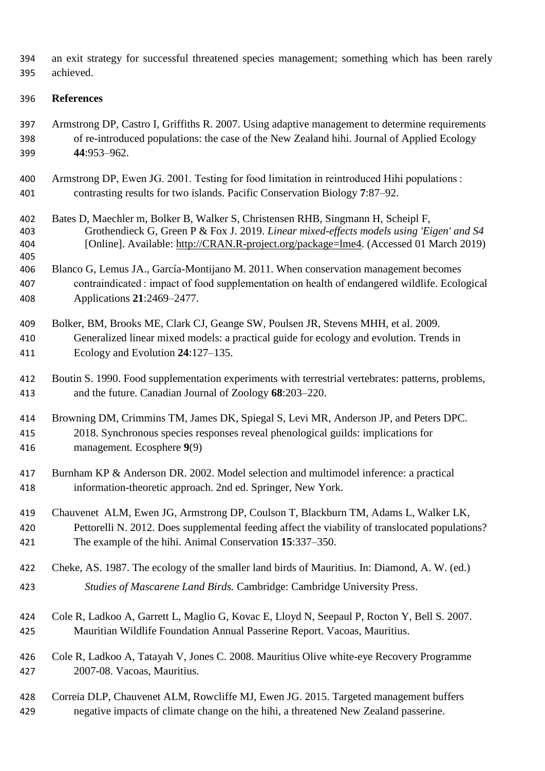an exit strategy for successful threatened species management; something which has been rarely achieved.

## References

Armstrong DP, Castro I, Griffiths R. 2007. Using adaptive management to determine requirements of re-introduced populations: the case of the New Zealand hihi. Journal of Applied Ecology **44**:953–962.

Armstrong DP, Ewen JG. 2001. Testing for food limitation in reintroduced Hihi populations : contrasting results for two islands. Pacific Conservation Biology **7**:87–92.

Bates D, Maechler m, Bolker B, Walker S, Christensen RHB, Singmann H, Scheipl F, Grothendieck G, Green P & Fox J. 2019. *Linear mixed-effects models using 'Eigen' and S4* [Online]. Available: http://CRAN.R-project.org/package=lme4. (Accessed 01 March 2019)

Blanco G, Lemus JA., García-Montijano M. 2011. When conservation management becomes contraindicated : impact of food supplementation on health of endangered wildlife. Ecological Applications **21**:2469–2477.

Bolker, BM, Brooks ME, Clark CJ, Geange SW, Poulsen JR, Stevens MHH, et al. 2009. Generalized linear mixed models: a practical guide for ecology and evolution. Trends in Ecology and Evolution **24**:127–135.

Boutin S. 1990. Food supplementation experiments with terrestrial vertebrates: patterns, problems, and the future. Canadian Journal of Zoology **68**:203–220.

Browning DM, Crimmins TM, James DK, Spiegal S, Levi MR, Anderson JP, and Peters DPC. 2018. Synchronous species responses reveal phenological guilds: implications for management. Ecosphere **9**(9)

Burnham KP & Anderson DR. 2002. Model selection and multimodel inference: a practical information-theoretic approach. 2nd ed. Springer, New York.

Chauvenet ALM, Ewen JG, Armstrong DP, Coulson T, Blackburn TM, Adams L, Walker LK, Pettorelli N. 2012. Does supplemental feeding affect the viability of translocated populations? The example of the hihi. Animal Conservation **15**:337–350.

Cheke, AS. 1987. The ecology of the smaller land birds of Mauritius. In: Diamond, A. W. (ed.) *Studies of Mascarene Land Birds.* Cambridge: Cambridge University Press.

Cole R, Ladkoo A, Garrett L, Maglio G, Kovac E, Lloyd N, Seepaul P, Rocton Y, Bell S. 2007. Mauritian Wildlife Foundation Annual Passerine Report. Vacoas, Mauritius.

Cole R, Ladkoo A, Tatayah V, Jones C. 2008. Mauritius Olive white-eye Recovery Programme 2007-08. Vacoas, Mauritius.

Correia DLP, Chauvenet ALM, Rowcliffe MJ, Ewen JG. 2015. Targeted management buffers negative impacts of climate change on the hihi, a threatened New Zealand passerine.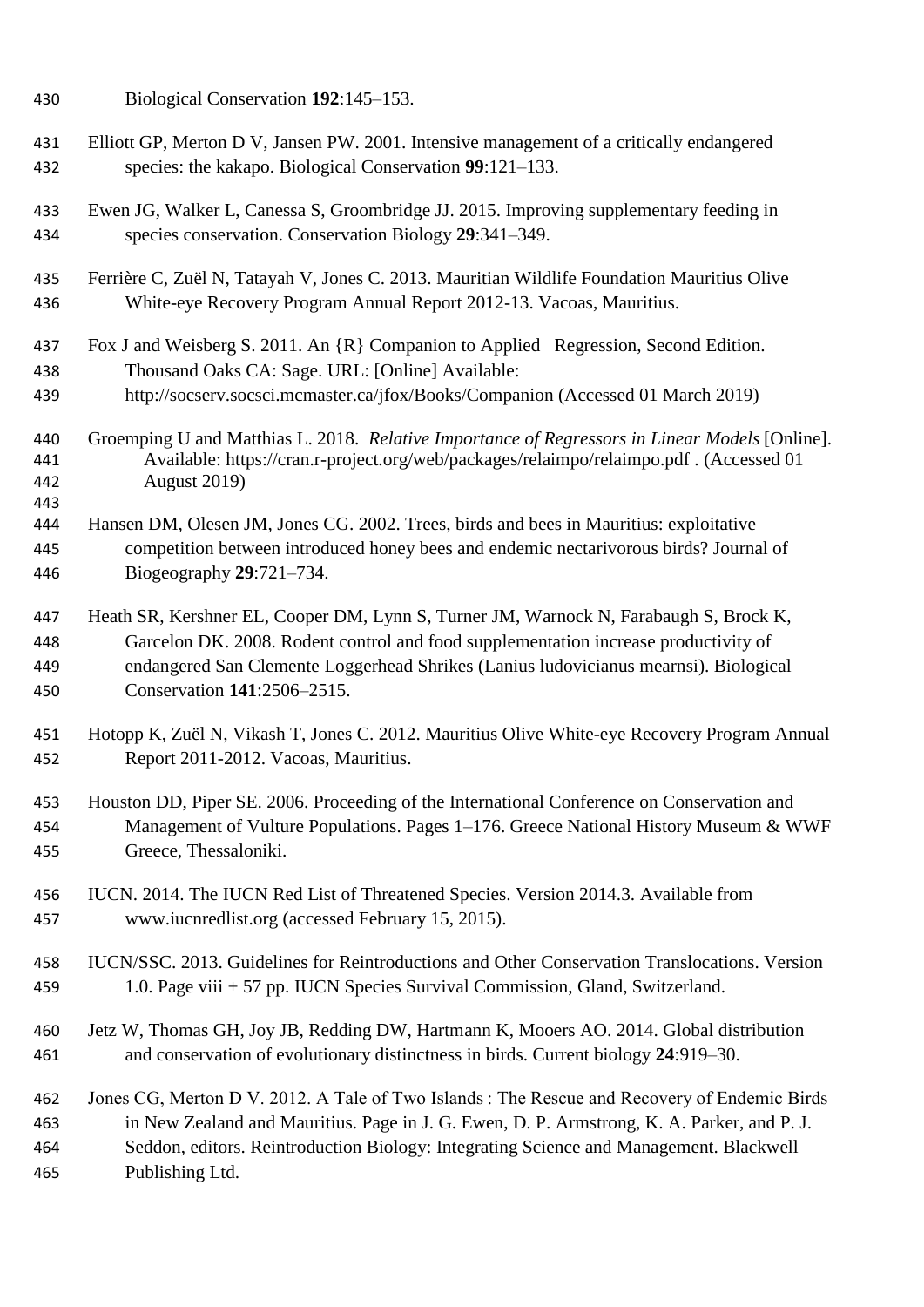Biological Conservation **192**:145–153.

Elliott GP, Merton D V, Jansen PW. 2001. Intensive management of a critically endangered species: the kakapo. Biological Conservation **99**:121–133.

Ewen JG, Walker L, Canessa S, Groombridge JJ. 2015. Improving supplementary feeding in species conservation. Conservation Biology **29**:341–349.

Ferrière C, Zuël N, Tatayah V, Jones C. 2013. Mauritian Wildlife Foundation Mauritius Olive White-eye Recovery Program Annual Report 2012-13. Vacoas, Mauritius.

Fox J and Weisberg S. 2011. An {R} Companion to Applied Regression, Second Edition. Thousand Oaks CA: Sage. URL: [Online] Available: http://socserv.socsci.mcmaster.ca/jfox/Books/Companion (Accessed 01 March 2019)

Groemping U and Matthias L. 2018. *Relative Importance of Regressors in Linear Models* [Online]. Available: https://cran.r-project.org/web/packages/relaimpo/relaimpo.pdf . (Accessed 01 August 2019)

Hansen DM, Olesen JM, Jones CG. 2002. Trees, birds and bees in Mauritius: exploitative competition between introduced honey bees and endemic nectarivorous birds? Journal of Biogeography **29**:721–734.

Heath SR, Kershner EL, Cooper DM, Lynn S, Turner JM, Warnock N, Farabaugh S, Brock K, Garcelon DK. 2008. Rodent control and food supplementation increase productivity of endangered San Clemente Loggerhead Shrikes (Lanius ludovicianus mearnsi). Biological Conservation **141**:2506–2515.

Hotopp K, Zuël N, Vikash T, Jones C. 2012. Mauritius Olive White-eye Recovery Program Annual Report 2011-2012. Vacoas, Mauritius.

Houston DD, Piper SE. 2006. Proceeding of the International Conference on Conservation and Management of Vulture Populations. Pages 1–176. Greece National History Museum & WWF Greece, Thessaloniki.

IUCN. 2014. The IUCN Red List of Threatened Species. Version 2014.3. Available from www.iucnredlist.org (accessed February 15, 2015).

IUCN/SSC. 2013. Guidelines for Reintroductions and Other Conservation Translocations. Version 1.0. Page viii + 57 pp. IUCN Species Survival Commission, Gland, Switzerland.

Jetz W, Thomas GH, Joy JB, Redding DW, Hartmann K, Mooers AO. 2014. Global distribution and conservation of evolutionary distinctness in birds. Current biology **24**:919–30.

Jones CG, Merton D V. 2012. A Tale of Two Islands : The Rescue and Recovery of Endemic Birds in New Zealand and Mauritius. Page in J. G. Ewen, D. P. Armstrong, K. A. Parker, and P. J. Seddon, editors. Reintroduction Biology: Integrating Science and Management. Blackwell Publishing Ltd.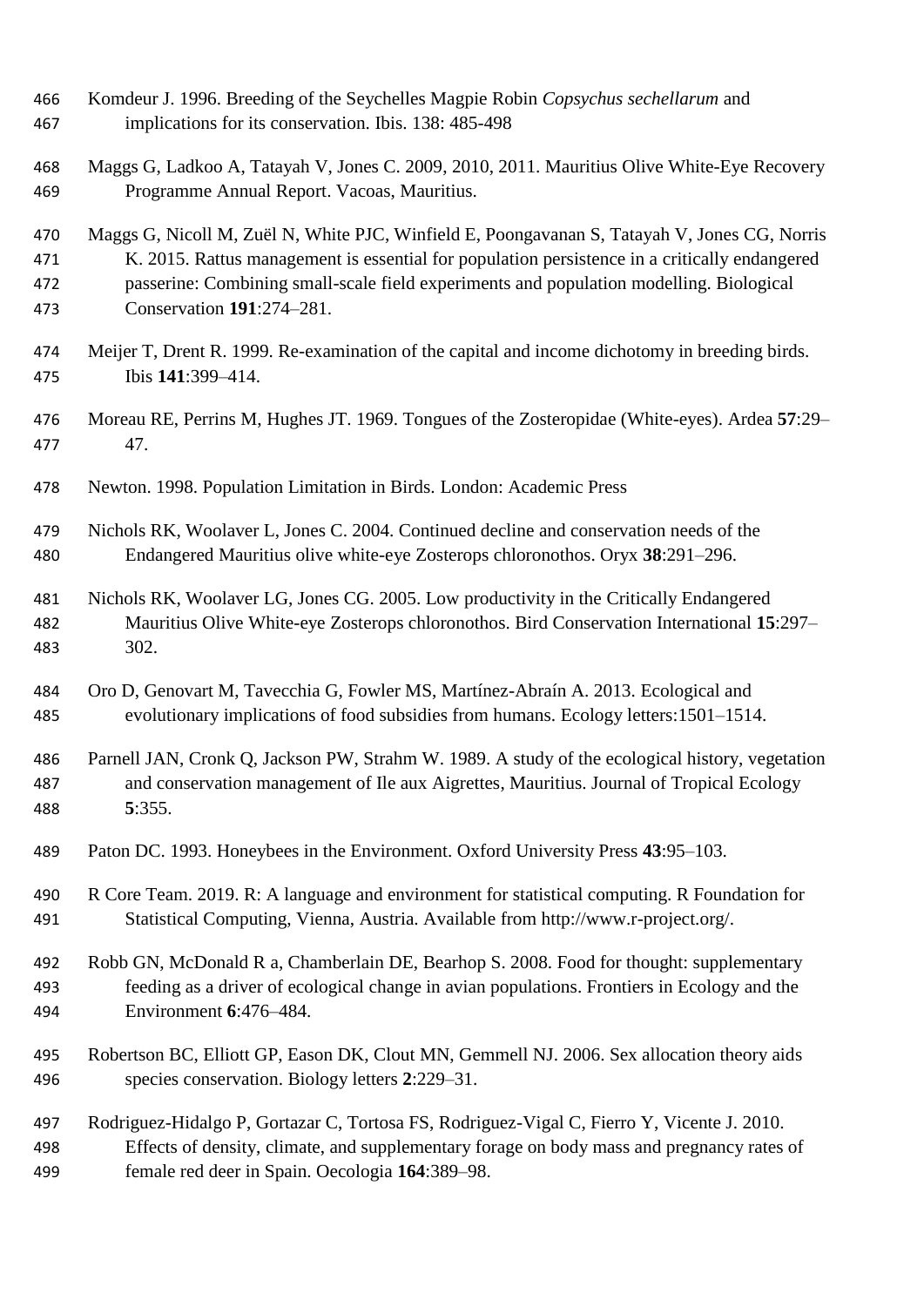Komdeur J. 1996. Breeding of the Seychelles Magpie Robin *Copsychus sechellarum* and implications for its conservation. Ibis. 138: 485-498

Maggs G, Ladkoo A, Tatayah V, Jones C. 2009, 2010, 2011. Mauritius Olive White-Eye Recovery Programme Annual Report. Vacoas, Mauritius.

Maggs G, Nicoll M, Zuël N, White PJC, Winfield E, Poongavanan S, Tatayah V, Jones CG, Norris K. 2015. Rattus management is essential for population persistence in a critically endangered passerine: Combining small-scale field experiments and population modelling. Biological Conservation **191**:274–281.

Meijer T, Drent R. 1999. Re-examination of the capital and income dichotomy in breeding birds. Ibis **141**:399–414.

Moreau RE, Perrins M, Hughes JT. 1969. Tongues of the Zosteropidae (White-eyes). Ardea **57**:29–47.

Newton. 1998. Population Limitation in Birds. London: Academic Press

Nichols RK, Woolaver L, Jones C. 2004. Continued decline and conservation needs of the Endangered Mauritius olive white-eye Zosterops chloronothos. Oryx **38**:291–296.

Nichols RK, Woolaver LG, Jones CG. 2005. Low productivity in the Critically Endangered Mauritius Olive White-eye Zosterops chloronothos. Bird Conservation International **15**:297–302.

Oro D, Genovart M, Tavecchia G, Fowler MS, Martínez-Abraín A. 2013. Ecological and evolutionary implications of food subsidies from humans. Ecology letters:1501–1514.

Parnell JAN, Cronk Q, Jackson PW, Strahm W. 1989. A study of the ecological history, vegetation and conservation management of Ile aux Aigrettes, Mauritius. Journal of Tropical Ecology **5**:355.

Paton DC. 1993. Honeybees in the Environment. Oxford University Press **43**:95–103.

R Core Team. 2019. R: A language and environment for statistical computing. R Foundation for Statistical Computing, Vienna, Austria. Available from http://www.r-project.org/.

Robb GN, McDonald R a, Chamberlain DE, Bearhop S. 2008. Food for thought: supplementary feeding as a driver of ecological change in avian populations. Frontiers in Ecology and the Environment **6**:476–484.

Robertson BC, Elliott GP, Eason DK, Clout MN, Gemmell NJ. 2006. Sex allocation theory aids species conservation. Biology letters **2**:229–31.

Rodriguez-Hidalgo P, Gortazar C, Tortosa FS, Rodriguez-Vigal C, Fierro Y, Vicente J. 2010. Effects of density, climate, and supplementary forage on body mass and pregnancy rates of female red deer in Spain. Oecologia **164**:389–98.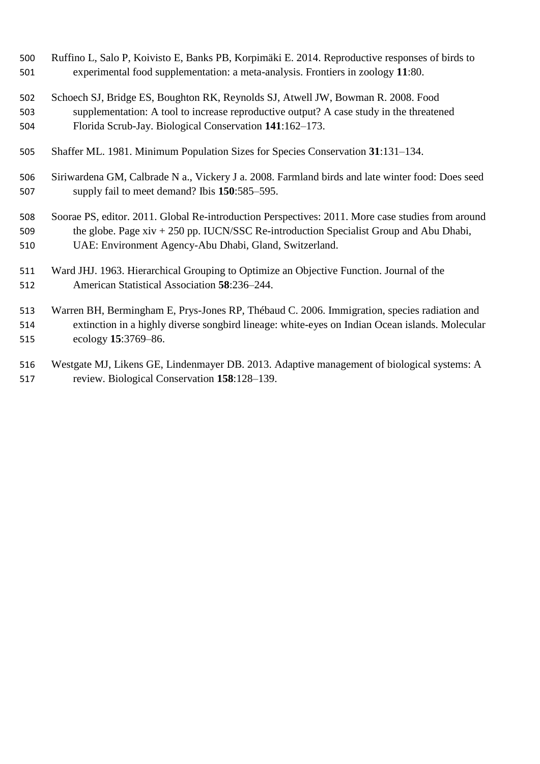Ruffino L, Salo P, Koivisto E, Banks PB, Korpimäki E. 2014. Reproductive responses of birds to experimental food supplementation: a meta-analysis. Frontiers in zoology **11**:80.

Schoech SJ, Bridge ES, Boughton RK, Reynolds SJ, Atwell JW, Bowman R. 2008. Food supplementation: A tool to increase reproductive output? A case study in the threatened Florida Scrub-Jay. Biological Conservation **141**:162–173.

Shaffer ML. 1981. Minimum Population Sizes for Species Conservation **31**:131–134.

Siriwardena GM, Calbrade N a., Vickery J a. 2008. Farmland birds and late winter food: Does seed supply fail to meet demand? Ibis **150**:585–595.

Soorae PS, editor. 2011. Global Re-introduction Perspectives: 2011. More case studies from around the globe. Page xiv + 250 pp. IUCN/SSC Re-introduction Specialist Group and Abu Dhabi, UAE: Environment Agency-Abu Dhabi, Gland, Switzerland.

Ward JHJ. 1963. Hierarchical Grouping to Optimize an Objective Function. Journal of the American Statistical Association **58**:236–244.

Warren BH, Bermingham E, Prys-Jones RP, Thébaud C. 2006. Immigration, species radiation and extinction in a highly diverse songbird lineage: white-eyes on Indian Ocean islands. Molecular ecology **15**:3769–86.

Westgate MJ, Likens GE, Lindenmayer DB. 2013. Adaptive management of biological systems: A review. Biological Conservation **158**:128–139.